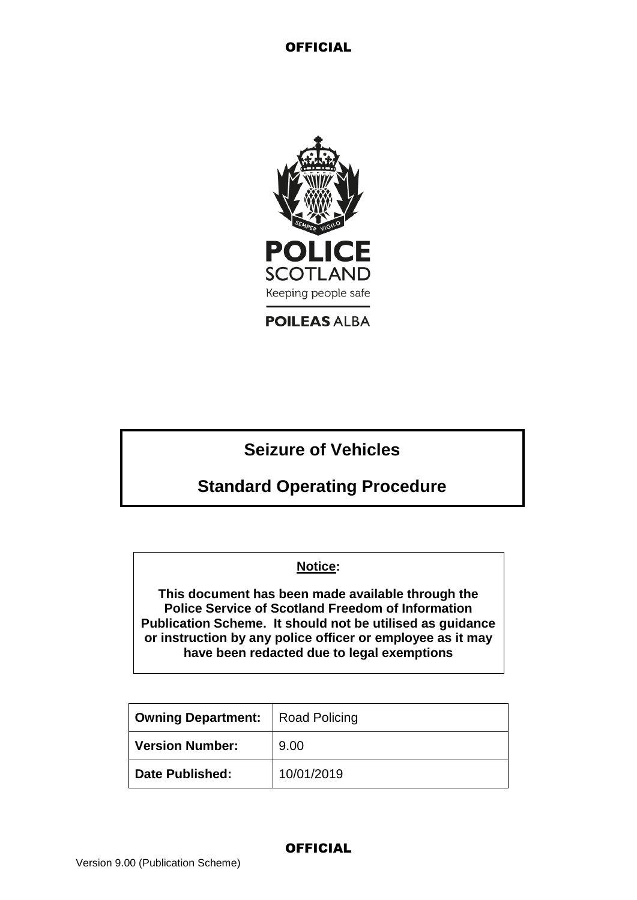# Seizure of Vehicles

# Standard Operating Procedure

**Notice:**

**This document has been made available through the Police Service of Scotland Freedom of Information Publication Scheme. It should not be utilised as guidance or instruction by any police officer or employee as it may have been redacted due to legal exemptions**

| **Owning Department:** | Road Policing |
|---|---|
| **Version Number:** | 9.00 |
| **Date Published:** | 10/01/2019 |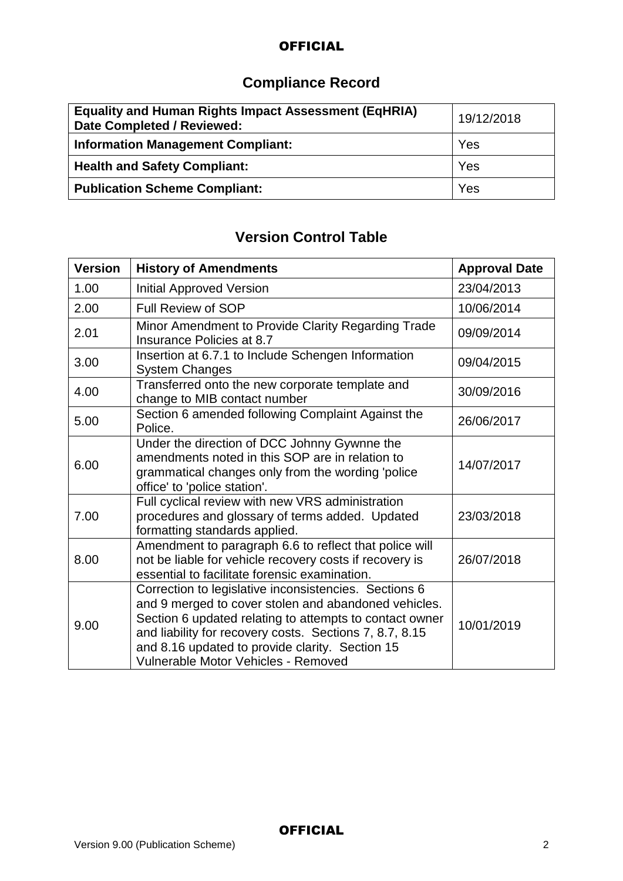## Compliance Record

| | |
|---|---|
| **Equality and Human Rights Impact Assessment (EqHRIA) Date Completed / Reviewed:** | 19/12/2018 |
| **Information Management Compliant:** | Yes |
| **Health and Safety Compliant:** | Yes |
| **Publication Scheme Compliant:** | Yes |

## Version Control Table

| Version | History of Amendments | Approval Date |
|---|---|---|
| 1.00 | Initial Approved Version | 23/04/2013 |
| 2.00 | Full Review of SOP | 10/06/2014 |
| 2.01 | Minor Amendment to Provide Clarity Regarding Trade Insurance Policies at 8.7 | 09/09/2014 |
| 3.00 | Insertion at 6.7.1 to Include Schengen Information System Changes | 09/04/2015 |
| 4.00 | Transferred onto the new corporate template and change to MIB contact number | 30/09/2016 |
| 5.00 | Section 6 amended following Complaint Against the Police. | 26/06/2017 |
| 6.00 | Under the direction of DCC Johnny Gywnne the amendments noted in this SOP are in relation to grammatical changes only from the wording 'police office' to 'police station'. | 14/07/2017 |
| 7.00 | Full cyclical review with new VRS administration procedures and glossary of terms added. Updated formatting standards applied. | 23/03/2018 |
| 8.00 | Amendment to paragraph 6.6 to reflect that police will not be liable for vehicle recovery costs if recovery is essential to facilitate forensic examination. | 26/07/2018 |
| 9.00 | Correction to legislative inconsistencies. Sections 6 and 9 merged to cover stolen and abandoned vehicles. Section 6 updated relating to attempts to contact owner and liability for recovery costs. Sections 7, 8.7, 8.15 and 8.16 updated to provide clarity. Section 15 Vulnerable Motor Vehicles - Removed | 10/01/2019 |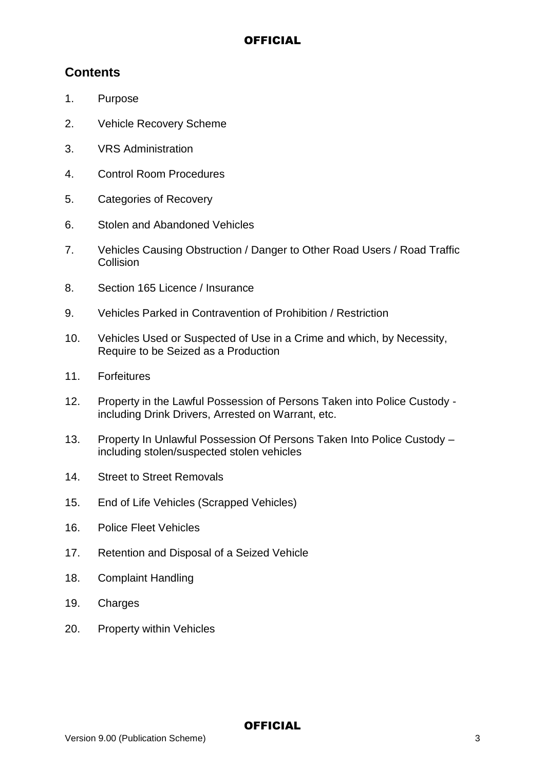## Contents

1. Purpose
2. Vehicle Recovery Scheme
3. VRS Administration
4. Control Room Procedures
5. Categories of Recovery
6. Stolen and Abandoned Vehicles
7. Vehicles Causing Obstruction / Danger to Other Road Users / Road Traffic Collision
8. Section 165 Licence / Insurance
9. Vehicles Parked in Contravention of Prohibition / Restriction
10. Vehicles Used or Suspected of Use in a Crime and which, by Necessity, Require to be Seized as a Production
11. Forfeitures
12. Property in the Lawful Possession of Persons Taken into Police Custody - including Drink Drivers, Arrested on Warrant, etc.
13. Property In Unlawful Possession Of Persons Taken Into Police Custody – including stolen/suspected stolen vehicles
14. Street to Street Removals
15. End of Life Vehicles (Scrapped Vehicles)
16. Police Fleet Vehicles
17. Retention and Disposal of a Seized Vehicle
18. Complaint Handling
19. Charges
20. Property within Vehicles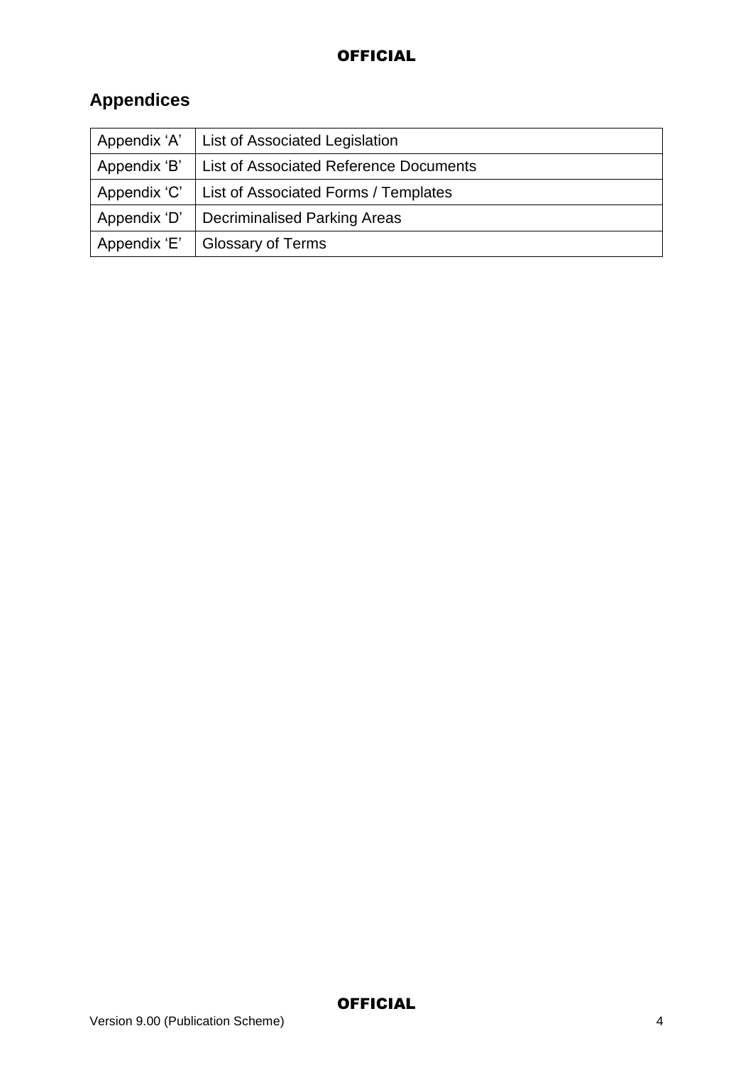## Appendices

| | |
|---|---|
| Appendix 'A' | List of Associated Legislation |
| Appendix 'B' | List of Associated Reference Documents |
| Appendix 'C' | List of Associated Forms / Templates |
| Appendix 'D' | Decriminalised Parking Areas |
| Appendix 'E' | Glossary of Terms |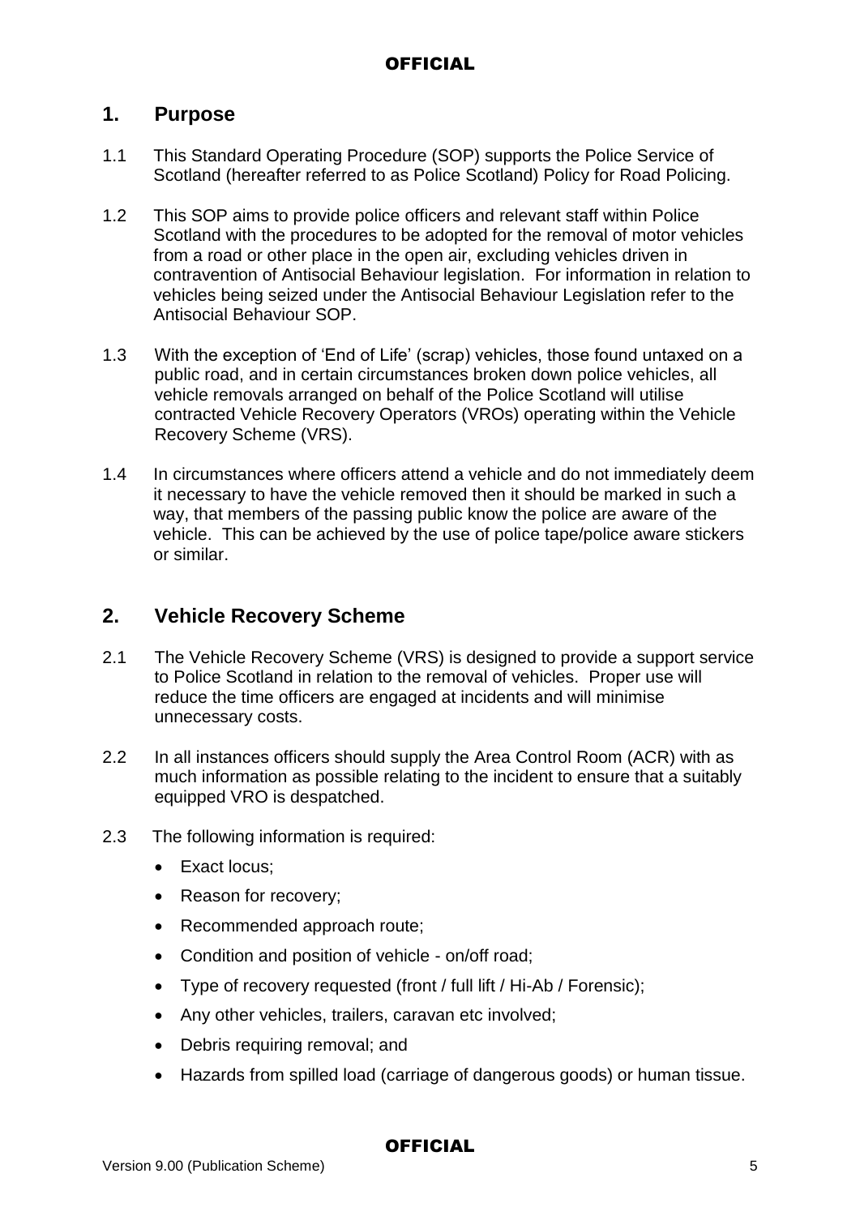## 1. Purpose

1.1 This Standard Operating Procedure (SOP) supports the Police Service of Scotland (hereafter referred to as Police Scotland) Policy for Road Policing.

1.2 This SOP aims to provide police officers and relevant staff within Police Scotland with the procedures to be adopted for the removal of motor vehicles from a road or other place in the open air, excluding vehicles driven in contravention of Antisocial Behaviour legislation. For information in relation to vehicles being seized under the Antisocial Behaviour Legislation refer to the Antisocial Behaviour SOP.

1.3 With the exception of 'End of Life' (scrap) vehicles, those found untaxed on a public road, and in certain circumstances broken down police vehicles, all vehicle removals arranged on behalf of the Police Scotland will utilise contracted Vehicle Recovery Operators (VROs) operating within the Vehicle Recovery Scheme (VRS).

1.4 In circumstances where officers attend a vehicle and do not immediately deem it necessary to have the vehicle removed then it should be marked in such a way, that members of the passing public know the police are aware of the vehicle. This can be achieved by the use of police tape/police aware stickers or similar.

## 2. Vehicle Recovery Scheme

2.1 The Vehicle Recovery Scheme (VRS) is designed to provide a support service to Police Scotland in relation to the removal of vehicles. Proper use will reduce the time officers are engaged at incidents and will minimise unnecessary costs.

2.2 In all instances officers should supply the Area Control Room (ACR) with as much information as possible relating to the incident to ensure that a suitably equipped VRO is despatched.

2.3 The following information is required:

- Exact locus;
- Reason for recovery;
- Recommended approach route;
- Condition and position of vehicle - on/off road;
- Type of recovery requested (front / full lift / Hi-Ab / Forensic);
- Any other vehicles, trailers, caravan etc involved;
- Debris requiring removal; and
- Hazards from spilled load (carriage of dangerous goods) or human tissue.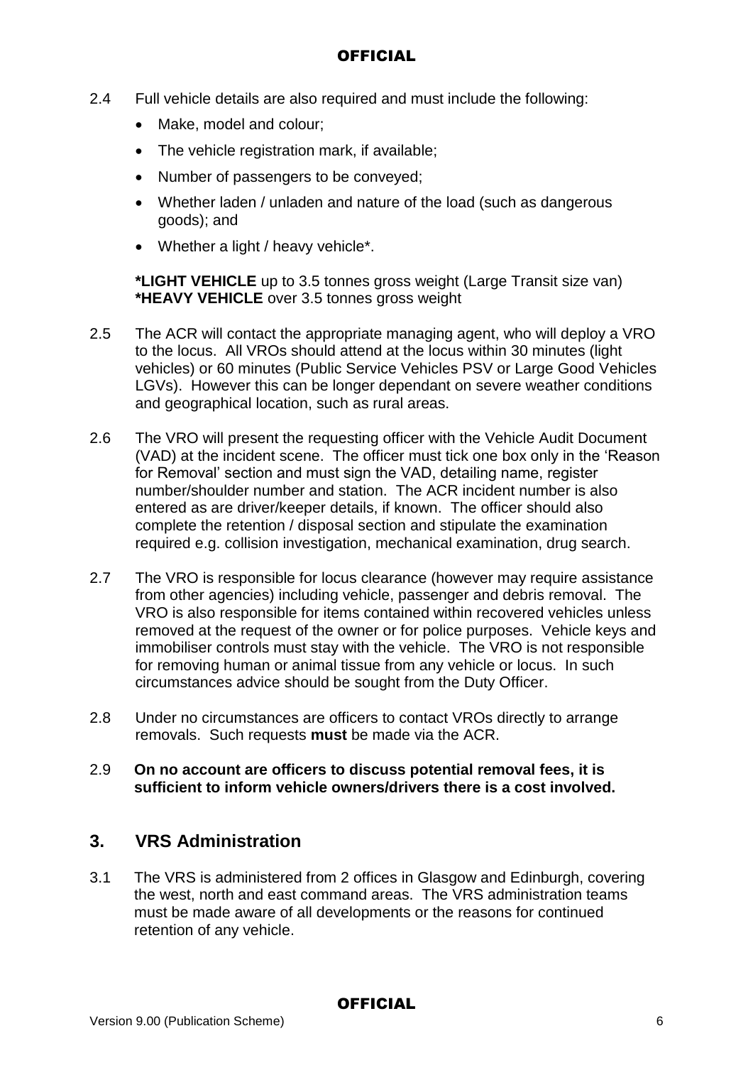2.4 Full vehicle details are also required and must include the following:

- Make, model and colour;
- The vehicle registration mark, if available;
- Number of passengers to be conveyed;
- Whether laden / unladen and nature of the load (such as dangerous goods); and
- Whether a light / heavy vehicle*.

**\*LIGHT VEHICLE** up to 3.5 tonnes gross weight (Large Transit size van)
**\*HEAVY VEHICLE** over 3.5 tonnes gross weight

2.5 The ACR will contact the appropriate managing agent, who will deploy a VRO to the locus. All VROs should attend at the locus within 30 minutes (light vehicles) or 60 minutes (Public Service Vehicles PSV or Large Good Vehicles LGVs). However this can be longer dependant on severe weather conditions and geographical location, such as rural areas.

2.6 The VRO will present the requesting officer with the Vehicle Audit Document (VAD) at the incident scene. The officer must tick one box only in the 'Reason for Removal' section and must sign the VAD, detailing name, register number/shoulder number and station. The ACR incident number is also entered as are driver/keeper details, if known. The officer should also complete the retention / disposal section and stipulate the examination required e.g. collision investigation, mechanical examination, drug search.

2.7 The VRO is responsible for locus clearance (however may require assistance from other agencies) including vehicle, passenger and debris removal. The VRO is also responsible for items contained within recovered vehicles unless removed at the request of the owner or for police purposes. Vehicle keys and immobiliser controls must stay with the vehicle. The VRO is not responsible for removing human or animal tissue from any vehicle or locus. In such circumstances advice should be sought from the Duty Officer.

2.8 Under no circumstances are officers to contact VROs directly to arrange removals. Such requests **must** be made via the ACR.

2.9 **On no account are officers to discuss potential removal fees, it is sufficient to inform vehicle owners/drivers there is a cost involved.**

## 3. VRS Administration

3.1 The VRS is administered from 2 offices in Glasgow and Edinburgh, covering the west, north and east command areas. The VRS administration teams must be made aware of all developments or the reasons for continued retention of any vehicle.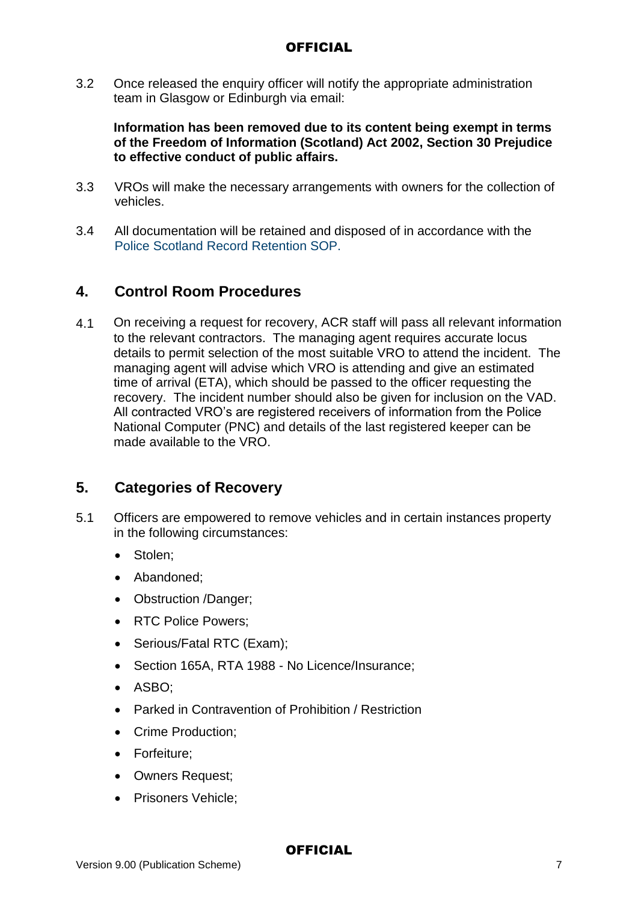3.2 Once released the enquiry officer will notify the appropriate administration team in Glasgow or Edinburgh via email:

**Information has been removed due to its content being exempt in terms of the Freedom of Information (Scotland) Act 2002, Section 30 Prejudice to effective conduct of public affairs.**

3.3 VROs will make the necessary arrangements with owners for the collection of vehicles.

3.4 All documentation will be retained and disposed of in accordance with the Police Scotland Record Retention SOP.

## 4. Control Room Procedures

4.1 On receiving a request for recovery, ACR staff will pass all relevant information to the relevant contractors. The managing agent requires accurate locus details to permit selection of the most suitable VRO to attend the incident. The managing agent will advise which VRO is attending and give an estimated time of arrival (ETA), which should be passed to the officer requesting the recovery. The incident number should also be given for inclusion on the VAD. All contracted VRO's are registered receivers of information from the Police National Computer (PNC) and details of the last registered keeper can be made available to the VRO.

## 5. Categories of Recovery

5.1 Officers are empowered to remove vehicles and in certain instances property in the following circumstances:

- Stolen;
- Abandoned;
- Obstruction /Danger;
- RTC Police Powers;
- Serious/Fatal RTC (Exam);
- Section 165A, RTA 1988 - No Licence/Insurance;
- ASBO;
- Parked in Contravention of Prohibition / Restriction
- Crime Production;
- Forfeiture;
- Owners Request;
- Prisoners Vehicle;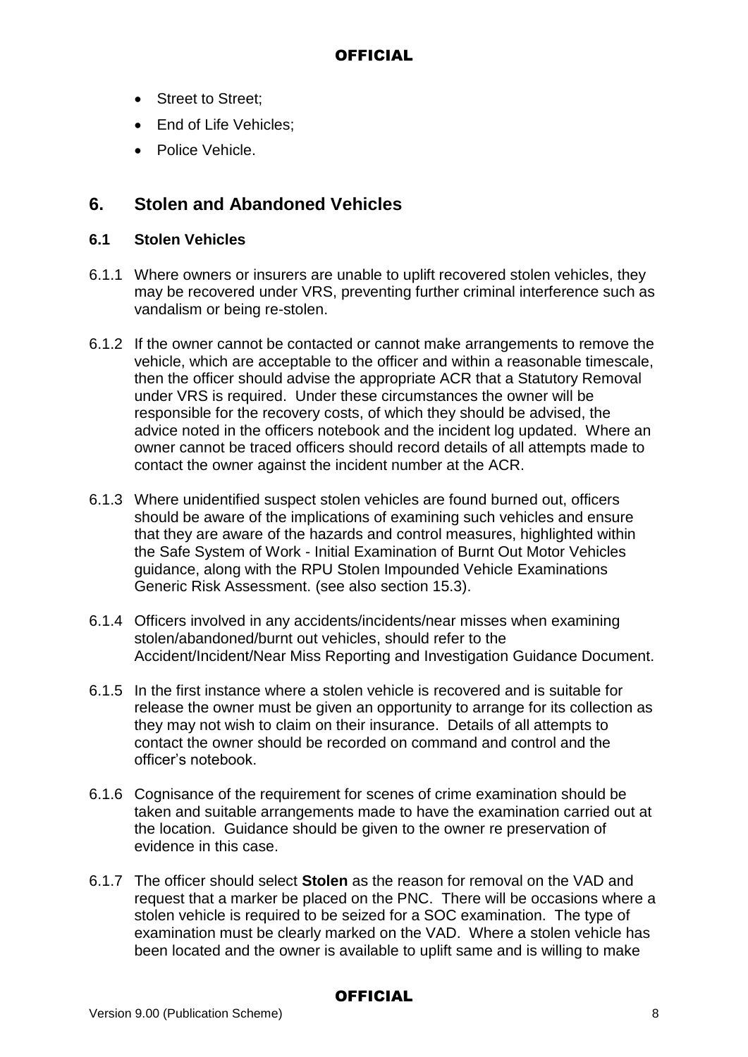- Street to Street;
- End of Life Vehicles;
- Police Vehicle.

## 6. Stolen and Abandoned Vehicles

### 6.1 Stolen Vehicles

6.1.1 Where owners or insurers are unable to uplift recovered stolen vehicles, they may be recovered under VRS, preventing further criminal interference such as vandalism or being re-stolen.

6.1.2 If the owner cannot be contacted or cannot make arrangements to remove the vehicle, which are acceptable to the officer and within a reasonable timescale, then the officer should advise the appropriate ACR that a Statutory Removal under VRS is required. Under these circumstances the owner will be responsible for the recovery costs, of which they should be advised, the advice noted in the officers notebook and the incident log updated. Where an owner cannot be traced officers should record details of all attempts made to contact the owner against the incident number at the ACR.

6.1.3 Where unidentified suspect stolen vehicles are found burned out, officers should be aware of the implications of examining such vehicles and ensure that they are aware of the hazards and control measures, highlighted within the Safe System of Work - Initial Examination of Burnt Out Motor Vehicles guidance, along with the RPU Stolen Impounded Vehicle Examinations Generic Risk Assessment. (see also section 15.3).

6.1.4 Officers involved in any accidents/incidents/near misses when examining stolen/abandoned/burnt out vehicles, should refer to the Accident/Incident/Near Miss Reporting and Investigation Guidance Document.

6.1.5 In the first instance where a stolen vehicle is recovered and is suitable for release the owner must be given an opportunity to arrange for its collection as they may not wish to claim on their insurance. Details of all attempts to contact the owner should be recorded on command and control and the officer's notebook.

6.1.6 Cognisance of the requirement for scenes of crime examination should be taken and suitable arrangements made to have the examination carried out at the location. Guidance should be given to the owner re preservation of evidence in this case.

6.1.7 The officer should select **Stolen** as the reason for removal on the VAD and request that a marker be placed on the PNC. There will be occasions where a stolen vehicle is required to be seized for a SOC examination. The type of examination must be clearly marked on the VAD. Where a stolen vehicle has been located and the owner is available to uplift same and is willing to make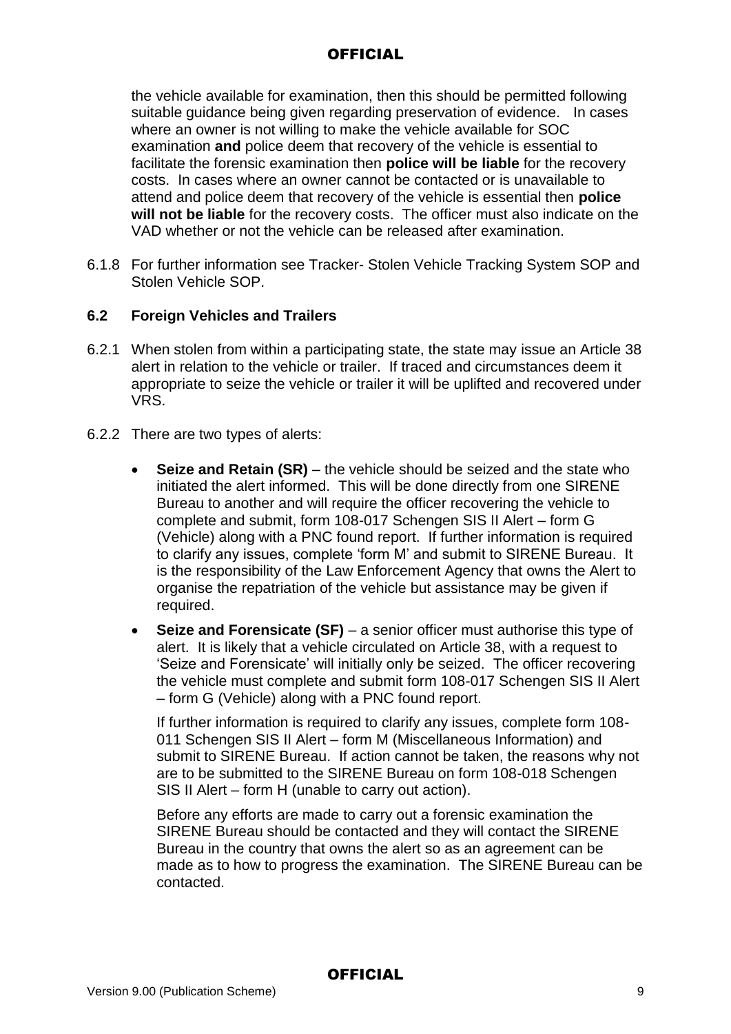the vehicle available for examination, then this should be permitted following suitable guidance being given regarding preservation of evidence. In cases where an owner is not willing to make the vehicle available for SOC examination **and** police deem that recovery of the vehicle is essential to facilitate the forensic examination then **police will be liable** for the recovery costs. In cases where an owner cannot be contacted or is unavailable to attend and police deem that recovery of the vehicle is essential then **police will not be liable** for the recovery costs. The officer must also indicate on the VAD whether or not the vehicle can be released after examination.

6.1.8 For further information see Tracker- Stolen Vehicle Tracking System SOP and Stolen Vehicle SOP.

### 6.2 Foreign Vehicles and Trailers

6.2.1 When stolen from within a participating state, the state may issue an Article 38 alert in relation to the vehicle or trailer. If traced and circumstances deem it appropriate to seize the vehicle or trailer it will be uplifted and recovered under VRS.

6.2.2 There are two types of alerts:

- **Seize and Retain (SR)** – the vehicle should be seized and the state who initiated the alert informed. This will be done directly from one SIRENE Bureau to another and will require the officer recovering the vehicle to complete and submit, form 108-017 Schengen SIS II Alert – form G (Vehicle) along with a PNC found report. If further information is required to clarify any issues, complete 'form M' and submit to SIRENE Bureau. It is the responsibility of the Law Enforcement Agency that owns the Alert to organise the repatriation of the vehicle but assistance may be given if required.
- **Seize and Forensicate (SF)** – a senior officer must authorise this type of alert. It is likely that a vehicle circulated on Article 38, with a request to 'Seize and Forensicate' will initially only be seized. The officer recovering the vehicle must complete and submit form 108-017 Schengen SIS II Alert – form G (Vehicle) along with a PNC found report.

  If further information is required to clarify any issues, complete form 108-011 Schengen SIS II Alert – form M (Miscellaneous Information) and submit to SIRENE Bureau. If action cannot be taken, the reasons why not are to be submitted to the SIRENE Bureau on form 108-018 Schengen SIS II Alert – form H (unable to carry out action).

  Before any efforts are made to carry out a forensic examination the SIRENE Bureau should be contacted and they will contact the SIRENE Bureau in the country that owns the alert so as an agreement can be made as to how to progress the examination. The SIRENE Bureau can be contacted.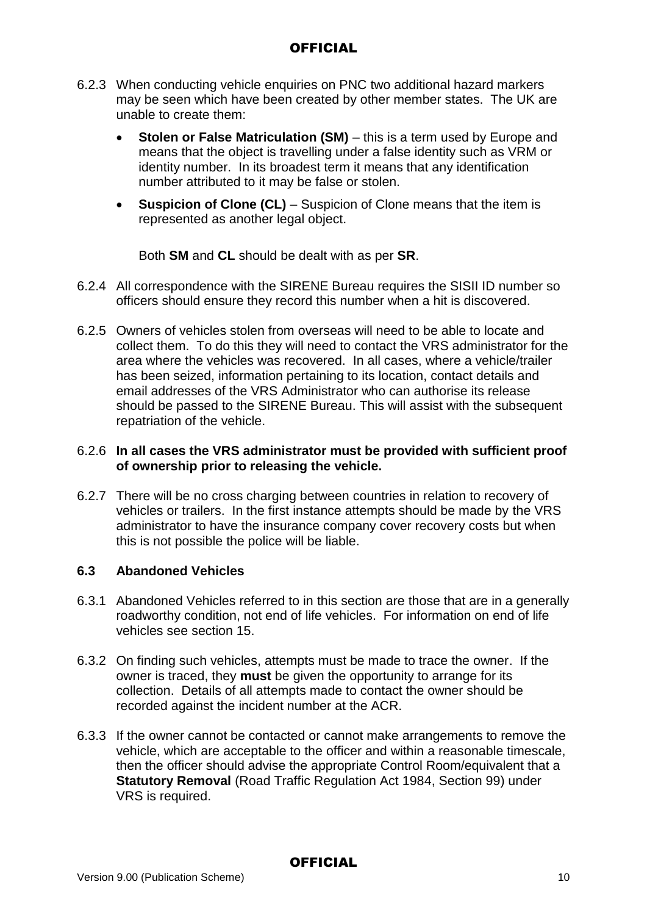6.2.3 When conducting vehicle enquiries on PNC two additional hazard markers may be seen which have been created by other member states. The UK are unable to create them:

- **Stolen or False Matriculation (SM)** – this is a term used by Europe and means that the object is travelling under a false identity such as VRM or identity number. In its broadest term it means that any identification number attributed to it may be false or stolen.
- **Suspicion of Clone (CL)** – Suspicion of Clone means that the item is represented as another legal object.

Both **SM** and **CL** should be dealt with as per **SR**.

6.2.4 All correspondence with the SIRENE Bureau requires the SISII ID number so officers should ensure they record this number when a hit is discovered.

6.2.5 Owners of vehicles stolen from overseas will need to be able to locate and collect them. To do this they will need to contact the VRS administrator for the area where the vehicles was recovered. In all cases, where a vehicle/trailer has been seized, information pertaining to its location, contact details and email addresses of the VRS Administrator who can authorise its release should be passed to the SIRENE Bureau. This will assist with the subsequent repatriation of the vehicle.

6.2.6 **In all cases the VRS administrator must be provided with sufficient proof of ownership prior to releasing the vehicle.**

6.2.7 There will be no cross charging between countries in relation to recovery of vehicles or trailers. In the first instance attempts should be made by the VRS administrator to have the insurance company cover recovery costs but when this is not possible the police will be liable.

### 6.3 Abandoned Vehicles

6.3.1 Abandoned Vehicles referred to in this section are those that are in a generally roadworthy condition, not end of life vehicles. For information on end of life vehicles see section 15.

6.3.2 On finding such vehicles, attempts must be made to trace the owner. If the owner is traced, they **must** be given the opportunity to arrange for its collection. Details of all attempts made to contact the owner should be recorded against the incident number at the ACR.

6.3.3 If the owner cannot be contacted or cannot make arrangements to remove the vehicle, which are acceptable to the officer and within a reasonable timescale, then the officer should advise the appropriate Control Room/equivalent that a **Statutory Removal** (Road Traffic Regulation Act 1984, Section 99) under VRS is required.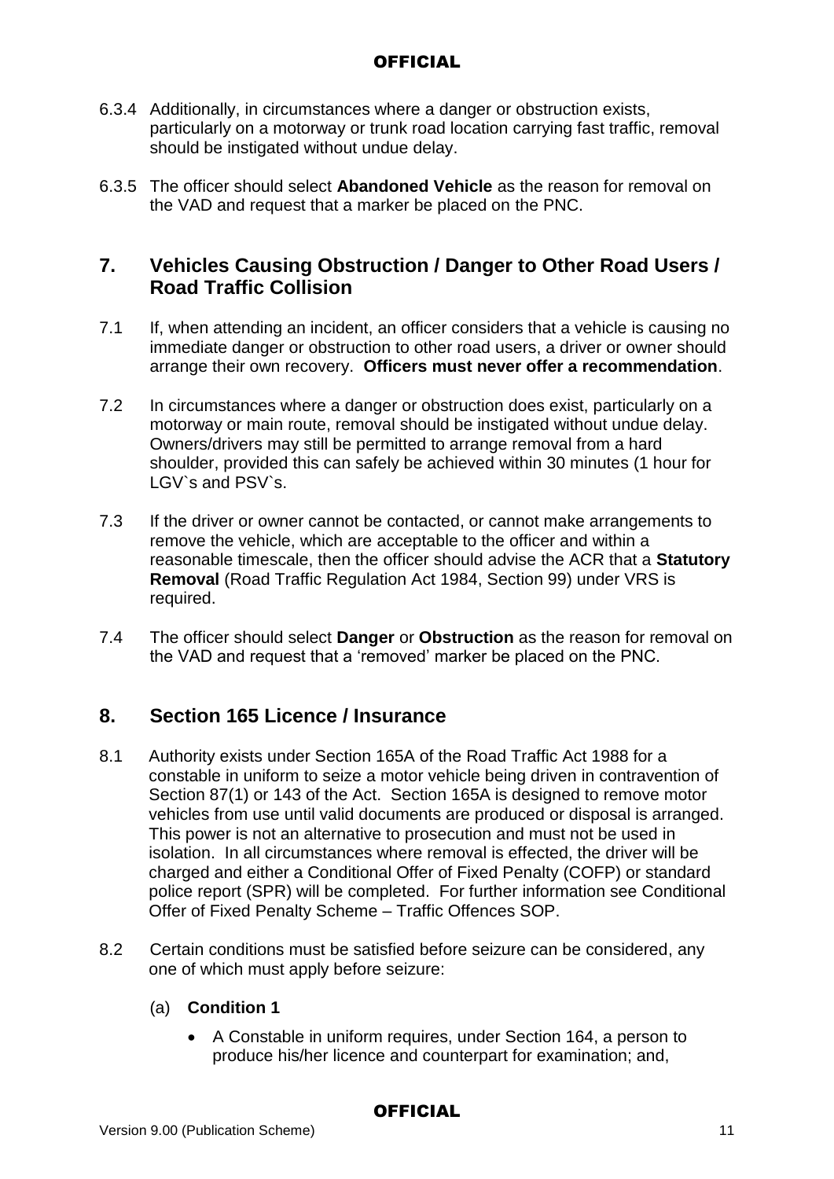6.3.4 Additionally, in circumstances where a danger or obstruction exists, particularly on a motorway or trunk road location carrying fast traffic, removal should be instigated without undue delay.

6.3.5 The officer should select **Abandoned Vehicle** as the reason for removal on the VAD and request that a marker be placed on the PNC.

## 7. Vehicles Causing Obstruction / Danger to Other Road Users / Road Traffic Collision

7.1 If, when attending an incident, an officer considers that a vehicle is causing no immediate danger or obstruction to other road users, a driver or owner should arrange their own recovery. **Officers must never offer a recommendation**.

7.2 In circumstances where a danger or obstruction does exist, particularly on a motorway or main route, removal should be instigated without undue delay. Owners/drivers may still be permitted to arrange removal from a hard shoulder, provided this can safely be achieved within 30 minutes (1 hour for LGV`s and PSV`s.

7.3 If the driver or owner cannot be contacted, or cannot make arrangements to remove the vehicle, which are acceptable to the officer and within a reasonable timescale, then the officer should advise the ACR that a **Statutory Removal** (Road Traffic Regulation Act 1984, Section 99) under VRS is required.

7.4 The officer should select **Danger** or **Obstruction** as the reason for removal on the VAD and request that a 'removed' marker be placed on the PNC.

## 8. Section 165 Licence / Insurance

8.1 Authority exists under Section 165A of the Road Traffic Act 1988 for a constable in uniform to seize a motor vehicle being driven in contravention of Section 87(1) or 143 of the Act. Section 165A is designed to remove motor vehicles from use until valid documents are produced or disposal is arranged. This power is not an alternative to prosecution and must not be used in isolation. In all circumstances where removal is effected, the driver will be charged and either a Conditional Offer of Fixed Penalty (COFP) or standard police report (SPR) will be completed. For further information see Conditional Offer of Fixed Penalty Scheme – Traffic Offences SOP.

8.2 Certain conditions must be satisfied before seizure can be considered, any one of which must apply before seizure:

(a) **Condition 1**

- A Constable in uniform requires, under Section 164, a person to produce his/her licence and counterpart for examination; and,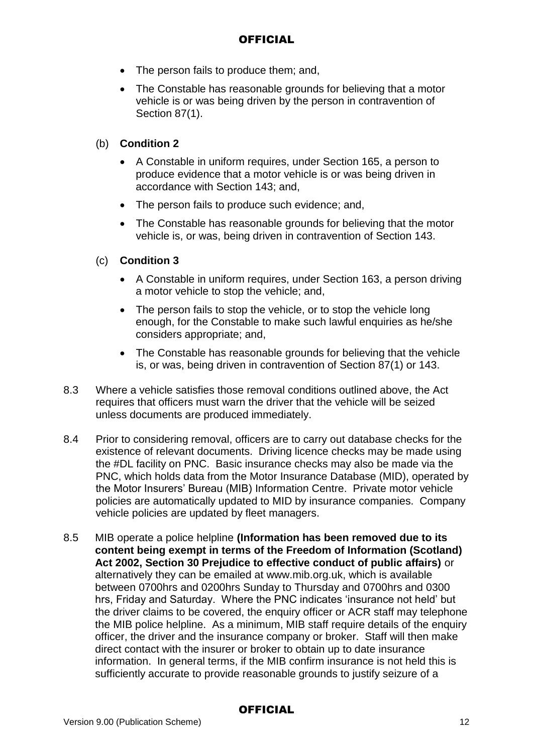- The person fails to produce them; and,
- The Constable has reasonable grounds for believing that a motor vehicle is or was being driven by the person in contravention of Section 87(1).

(b) **Condition 2**

- A Constable in uniform requires, under Section 165, a person to produce evidence that a motor vehicle is or was being driven in accordance with Section 143; and,
- The person fails to produce such evidence; and,
- The Constable has reasonable grounds for believing that the motor vehicle is, or was, being driven in contravention of Section 143.

(c) **Condition 3**

- A Constable in uniform requires, under Section 163, a person driving a motor vehicle to stop the vehicle; and,
- The person fails to stop the vehicle, or to stop the vehicle long enough, for the Constable to make such lawful enquiries as he/she considers appropriate; and,
- The Constable has reasonable grounds for believing that the vehicle is, or was, being driven in contravention of Section 87(1) or 143.

8.3 Where a vehicle satisfies those removal conditions outlined above, the Act requires that officers must warn the driver that the vehicle will be seized unless documents are produced immediately.

8.4 Prior to considering removal, officers are to carry out database checks for the existence of relevant documents. Driving licence checks may be made using the #DL facility on PNC. Basic insurance checks may also be made via the PNC, which holds data from the Motor Insurance Database (MID), operated by the Motor Insurers' Bureau (MIB) Information Centre. Private motor vehicle policies are automatically updated to MID by insurance companies. Company vehicle policies are updated by fleet managers.

8.5 MIB operate a police helpline **(Information has been removed due to its content being exempt in terms of the Freedom of Information (Scotland) Act 2002, Section 30 Prejudice to effective conduct of public affairs)** or alternatively they can be emailed at www.mib.org.uk, which is available between 0700hrs and 0200hrs Sunday to Thursday and 0700hrs and 0300 hrs, Friday and Saturday. Where the PNC indicates 'insurance not held' but the driver claims to be covered, the enquiry officer or ACR staff may telephone the MIB police helpline. As a minimum, MIB staff require details of the enquiry officer, the driver and the insurance company or broker. Staff will then make direct contact with the insurer or broker to obtain up to date insurance information. In general terms, if the MIB confirm insurance is not held this is sufficiently accurate to provide reasonable grounds to justify seizure of a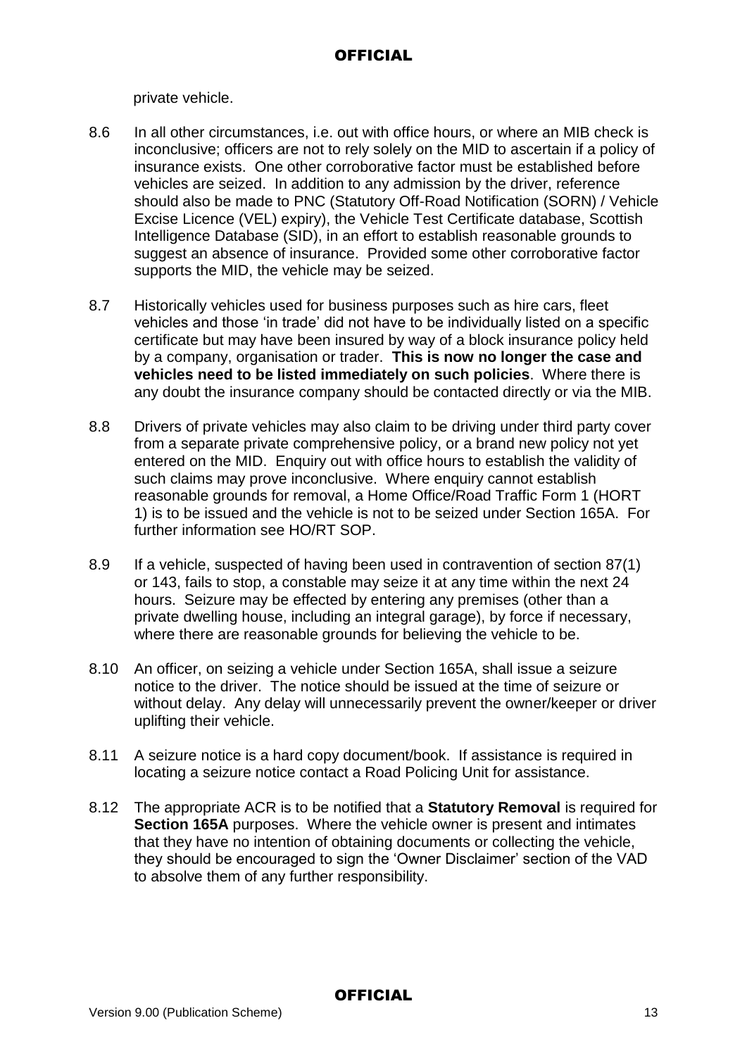private vehicle.

8.6 In all other circumstances, i.e. out with office hours, or where an MIB check is inconclusive; officers are not to rely solely on the MID to ascertain if a policy of insurance exists. One other corroborative factor must be established before vehicles are seized. In addition to any admission by the driver, reference should also be made to PNC (Statutory Off-Road Notification (SORN) / Vehicle Excise Licence (VEL) expiry), the Vehicle Test Certificate database, Scottish Intelligence Database (SID), in an effort to establish reasonable grounds to suggest an absence of insurance. Provided some other corroborative factor supports the MID, the vehicle may be seized.

8.7 Historically vehicles used for business purposes such as hire cars, fleet vehicles and those 'in trade' did not have to be individually listed on a specific certificate but may have been insured by way of a block insurance policy held by a company, organisation or trader. **This is now no longer the case and vehicles need to be listed immediately on such policies**. Where there is any doubt the insurance company should be contacted directly or via the MIB.

8.8 Drivers of private vehicles may also claim to be driving under third party cover from a separate private comprehensive policy, or a brand new policy not yet entered on the MID. Enquiry out with office hours to establish the validity of such claims may prove inconclusive. Where enquiry cannot establish reasonable grounds for removal, a Home Office/Road Traffic Form 1 (HORT 1) is to be issued and the vehicle is not to be seized under Section 165A. For further information see HO/RT SOP.

8.9 If a vehicle, suspected of having been used in contravention of section 87(1) or 143, fails to stop, a constable may seize it at any time within the next 24 hours. Seizure may be effected by entering any premises (other than a private dwelling house, including an integral garage), by force if necessary, where there are reasonable grounds for believing the vehicle to be.

8.10 An officer, on seizing a vehicle under Section 165A, shall issue a seizure notice to the driver. The notice should be issued at the time of seizure or without delay. Any delay will unnecessarily prevent the owner/keeper or driver uplifting their vehicle.

8.11 A seizure notice is a hard copy document/book. If assistance is required in locating a seizure notice contact a Road Policing Unit for assistance.

8.12 The appropriate ACR is to be notified that a **Statutory Removal** is required for **Section 165A** purposes. Where the vehicle owner is present and intimates that they have no intention of obtaining documents or collecting the vehicle, they should be encouraged to sign the 'Owner Disclaimer' section of the VAD to absolve them of any further responsibility.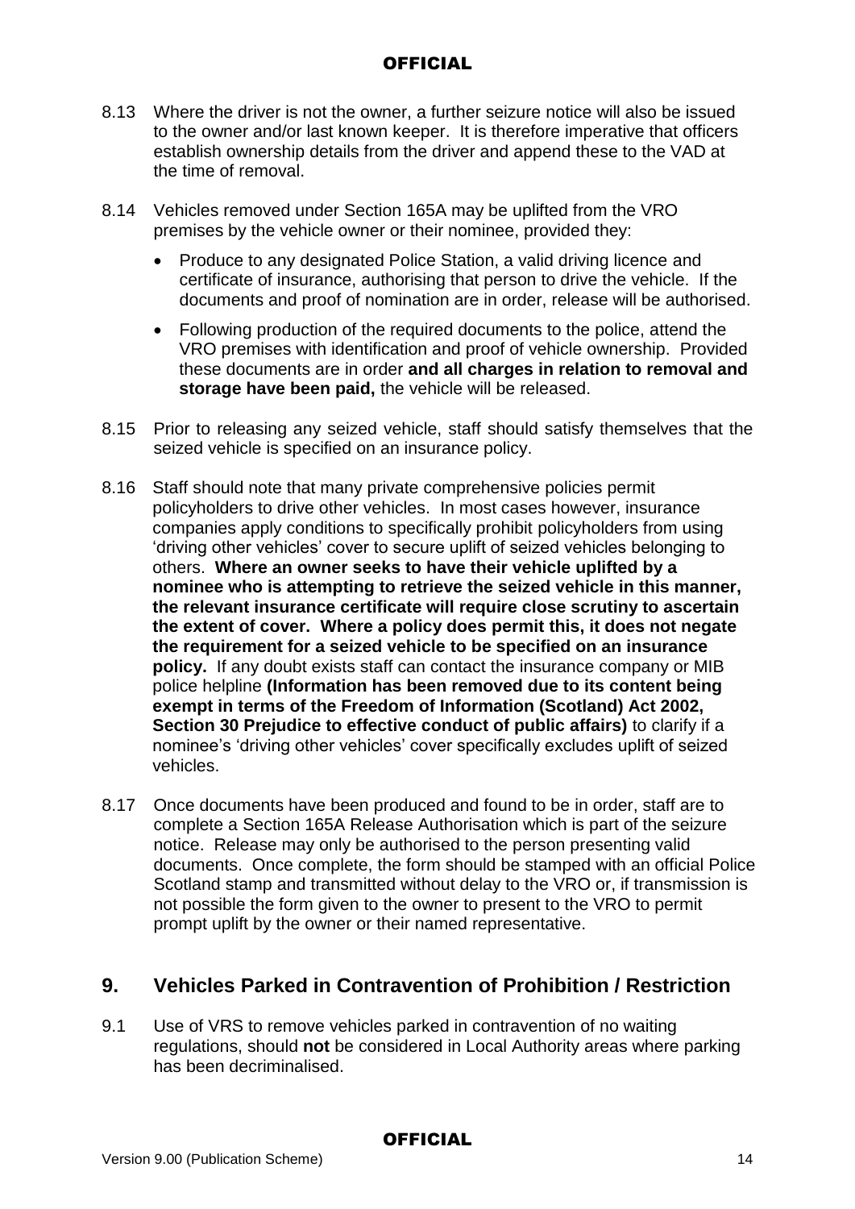8.13 Where the driver is not the owner, a further seizure notice will also be issued to the owner and/or last known keeper. It is therefore imperative that officers establish ownership details from the driver and append these to the VAD at the time of removal.

8.14 Vehicles removed under Section 165A may be uplifted from the VRO premises by the vehicle owner or their nominee, provided they:

- Produce to any designated Police Station, a valid driving licence and certificate of insurance, authorising that person to drive the vehicle. If the documents and proof of nomination are in order, release will be authorised.
- Following production of the required documents to the police, attend the VRO premises with identification and proof of vehicle ownership. Provided these documents are in order **and all charges in relation to removal and storage have been paid,** the vehicle will be released.

8.15 Prior to releasing any seized vehicle, staff should satisfy themselves that the seized vehicle is specified on an insurance policy.

8.16 Staff should note that many private comprehensive policies permit policyholders to drive other vehicles. In most cases however, insurance companies apply conditions to specifically prohibit policyholders from using 'driving other vehicles' cover to secure uplift of seized vehicles belonging to others. **Where an owner seeks to have their vehicle uplifted by a nominee who is attempting to retrieve the seized vehicle in this manner, the relevant insurance certificate will require close scrutiny to ascertain the extent of cover. Where a policy does permit this, it does not negate the requirement for a seized vehicle to be specified on an insurance policy.** If any doubt exists staff can contact the insurance company or MIB police helpline **(Information has been removed due to its content being exempt in terms of the Freedom of Information (Scotland) Act 2002, Section 30 Prejudice to effective conduct of public affairs)** to clarify if a nominee's 'driving other vehicles' cover specifically excludes uplift of seized vehicles.

8.17 Once documents have been produced and found to be in order, staff are to complete a Section 165A Release Authorisation which is part of the seizure notice. Release may only be authorised to the person presenting valid documents. Once complete, the form should be stamped with an official Police Scotland stamp and transmitted without delay to the VRO or, if transmission is not possible the form given to the owner to present to the VRO to permit prompt uplift by the owner or their named representative.

## 9. Vehicles Parked in Contravention of Prohibition / Restriction

9.1 Use of VRS to remove vehicles parked in contravention of no waiting regulations, should **not** be considered in Local Authority areas where parking has been decriminalised.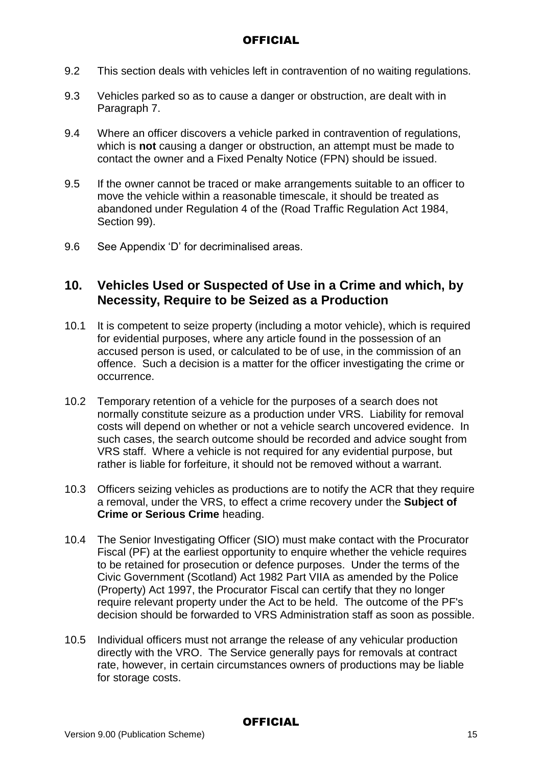9.2 This section deals with vehicles left in contravention of no waiting regulations.

9.3 Vehicles parked so as to cause a danger or obstruction, are dealt with in Paragraph 7.

9.4 Where an officer discovers a vehicle parked in contravention of regulations, which is **not** causing a danger or obstruction, an attempt must be made to contact the owner and a Fixed Penalty Notice (FPN) should be issued.

9.5 If the owner cannot be traced or make arrangements suitable to an officer to move the vehicle within a reasonable timescale, it should be treated as abandoned under Regulation 4 of the (Road Traffic Regulation Act 1984, Section 99).

9.6 See Appendix 'D' for decriminalised areas.

## 10. Vehicles Used or Suspected of Use in a Crime and which, by Necessity, Require to be Seized as a Production

10.1 It is competent to seize property (including a motor vehicle), which is required for evidential purposes, where any article found in the possession of an accused person is used, or calculated to be of use, in the commission of an offence. Such a decision is a matter for the officer investigating the crime or occurrence.

10.2 Temporary retention of a vehicle for the purposes of a search does not normally constitute seizure as a production under VRS. Liability for removal costs will depend on whether or not a vehicle search uncovered evidence. In such cases, the search outcome should be recorded and advice sought from VRS staff. Where a vehicle is not required for any evidential purpose, but rather is liable for forfeiture, it should not be removed without a warrant.

10.3 Officers seizing vehicles as productions are to notify the ACR that they require a removal, under the VRS, to effect a crime recovery under the **Subject of Crime or Serious Crime** heading.

10.4 The Senior Investigating Officer (SIO) must make contact with the Procurator Fiscal (PF) at the earliest opportunity to enquire whether the vehicle requires to be retained for prosecution or defence purposes. Under the terms of the Civic Government (Scotland) Act 1982 Part VIIA as amended by the Police (Property) Act 1997, the Procurator Fiscal can certify that they no longer require relevant property under the Act to be held. The outcome of the PF's decision should be forwarded to VRS Administration staff as soon as possible.

10.5 Individual officers must not arrange the release of any vehicular production directly with the VRO. The Service generally pays for removals at contract rate, however, in certain circumstances owners of productions may be liable for storage costs.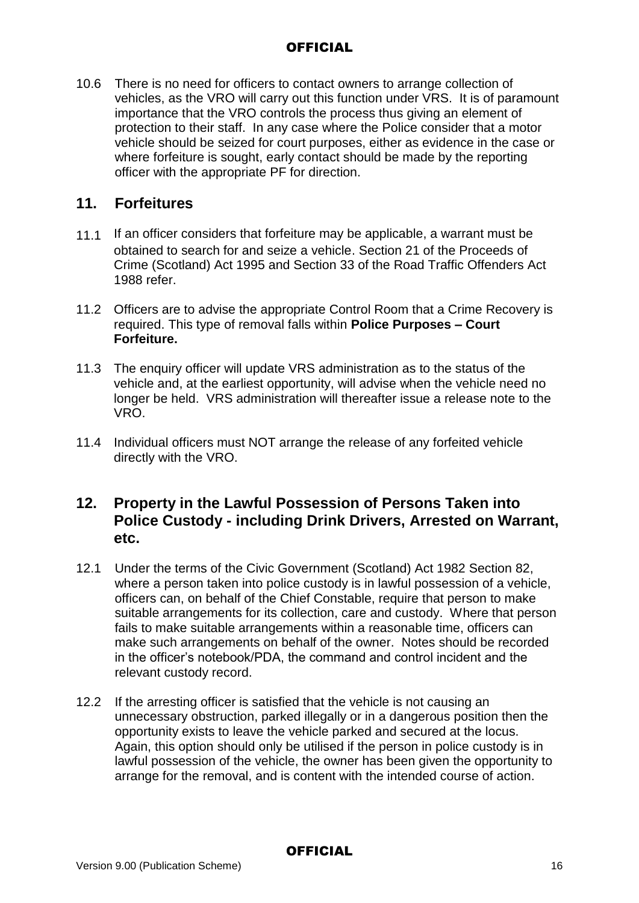10.6 There is no need for officers to contact owners to arrange collection of vehicles, as the VRO will carry out this function under VRS. It is of paramount importance that the VRO controls the process thus giving an element of protection to their staff. In any case where the Police consider that a motor vehicle should be seized for court purposes, either as evidence in the case or where forfeiture is sought, early contact should be made by the reporting officer with the appropriate PF for direction.

## 11. Forfeitures

11.1 If an officer considers that forfeiture may be applicable, a warrant must be obtained to search for and seize a vehicle. Section 21 of the Proceeds of Crime (Scotland) Act 1995 and Section 33 of the Road Traffic Offenders Act 1988 refer.

11.2 Officers are to advise the appropriate Control Room that a Crime Recovery is required. This type of removal falls within **Police Purposes – Court Forfeiture.**

11.3 The enquiry officer will update VRS administration as to the status of the vehicle and, at the earliest opportunity, will advise when the vehicle need no longer be held. VRS administration will thereafter issue a release note to the VRO.

11.4 Individual officers must NOT arrange the release of any forfeited vehicle directly with the VRO.

## 12. Property in the Lawful Possession of Persons Taken into Police Custody - including Drink Drivers, Arrested on Warrant, etc.

12.1 Under the terms of the Civic Government (Scotland) Act 1982 Section 82, where a person taken into police custody is in lawful possession of a vehicle, officers can, on behalf of the Chief Constable, require that person to make suitable arrangements for its collection, care and custody. Where that person fails to make suitable arrangements within a reasonable time, officers can make such arrangements on behalf of the owner. Notes should be recorded in the officer's notebook/PDA, the command and control incident and the relevant custody record.

12.2 If the arresting officer is satisfied that the vehicle is not causing an unnecessary obstruction, parked illegally or in a dangerous position then the opportunity exists to leave the vehicle parked and secured at the locus. Again, this option should only be utilised if the person in police custody is in lawful possession of the vehicle, the owner has been given the opportunity to arrange for the removal, and is content with the intended course of action.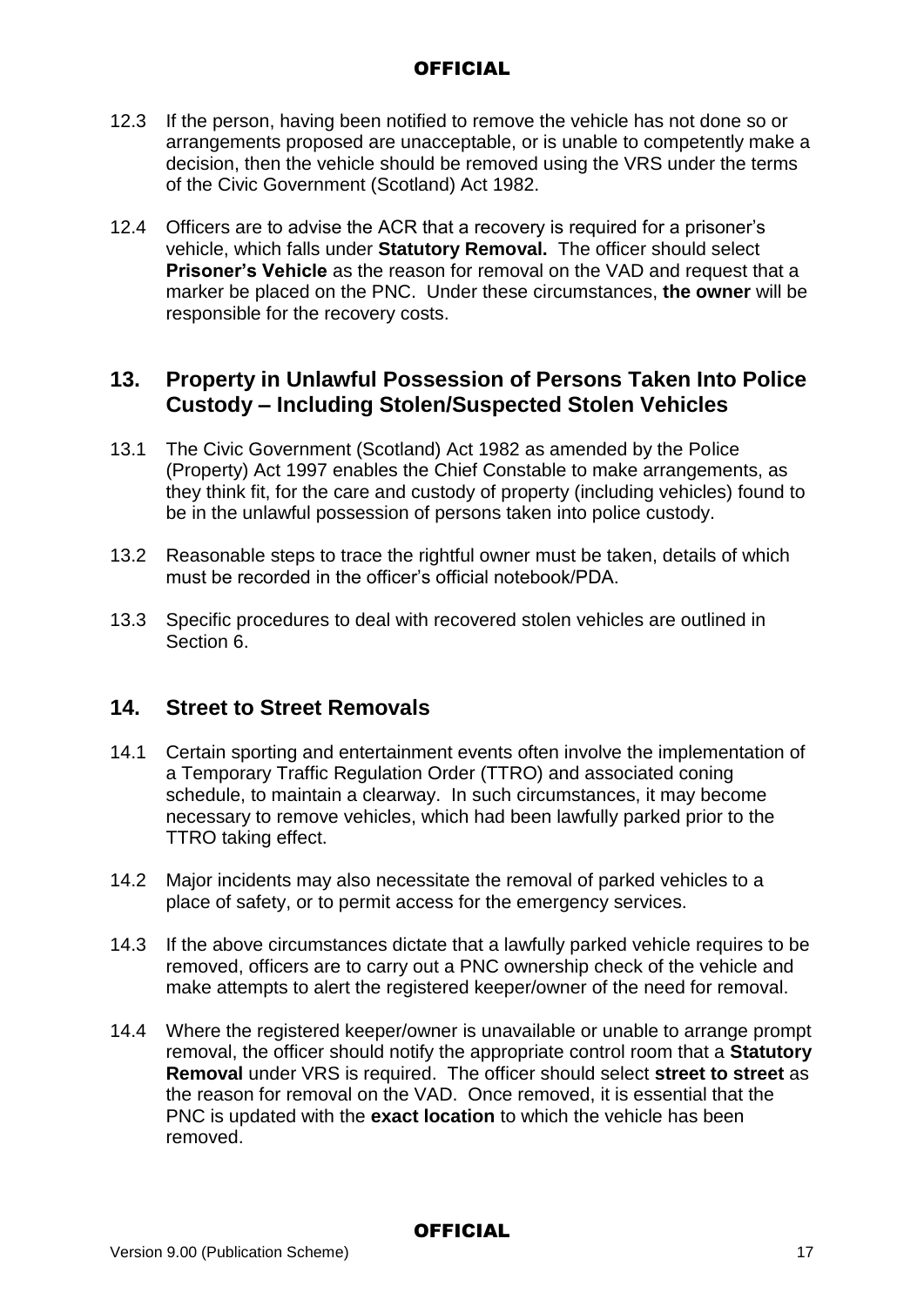12.3 If the person, having been notified to remove the vehicle has not done so or arrangements proposed are unacceptable, or is unable to competently make a decision, then the vehicle should be removed using the VRS under the terms of the Civic Government (Scotland) Act 1982.

12.4 Officers are to advise the ACR that a recovery is required for a prisoner's vehicle, which falls under **Statutory Removal.** The officer should select **Prisoner's Vehicle** as the reason for removal on the VAD and request that a marker be placed on the PNC. Under these circumstances, **the owner** will be responsible for the recovery costs.

## 13. Property in Unlawful Possession of Persons Taken Into Police Custody – Including Stolen/Suspected Stolen Vehicles

13.1 The Civic Government (Scotland) Act 1982 as amended by the Police (Property) Act 1997 enables the Chief Constable to make arrangements, as they think fit, for the care and custody of property (including vehicles) found to be in the unlawful possession of persons taken into police custody.

13.2 Reasonable steps to trace the rightful owner must be taken, details of which must be recorded in the officer's official notebook/PDA.

13.3 Specific procedures to deal with recovered stolen vehicles are outlined in Section 6.

## 14. Street to Street Removals

14.1 Certain sporting and entertainment events often involve the implementation of a Temporary Traffic Regulation Order (TTRO) and associated coning schedule, to maintain a clearway. In such circumstances, it may become necessary to remove vehicles, which had been lawfully parked prior to the TTRO taking effect.

14.2 Major incidents may also necessitate the removal of parked vehicles to a place of safety, or to permit access for the emergency services.

14.3 If the above circumstances dictate that a lawfully parked vehicle requires to be removed, officers are to carry out a PNC ownership check of the vehicle and make attempts to alert the registered keeper/owner of the need for removal.

14.4 Where the registered keeper/owner is unavailable or unable to arrange prompt removal, the officer should notify the appropriate control room that a **Statutory Removal** under VRS is required. The officer should select **street to street** as the reason for removal on the VAD. Once removed, it is essential that the PNC is updated with the **exact location** to which the vehicle has been removed.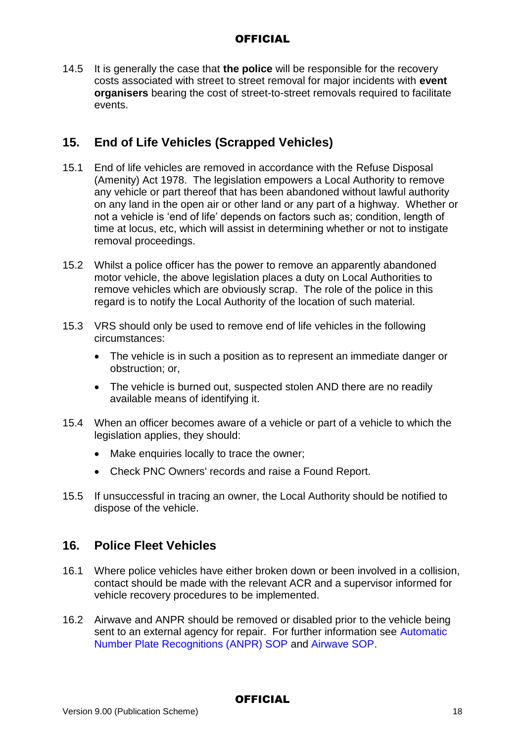14.5 It is generally the case that **the police** will be responsible for the recovery costs associated with street to street removal for major incidents with **event organisers** bearing the cost of street-to-street removals required to facilitate events.

## 15. End of Life Vehicles (Scrapped Vehicles)

15.1 End of life vehicles are removed in accordance with the Refuse Disposal (Amenity) Act 1978. The legislation empowers a Local Authority to remove any vehicle or part thereof that has been abandoned without lawful authority on any land in the open air or other land or any part of a highway. Whether or not a vehicle is 'end of life' depends on factors such as; condition, length of time at locus, etc, which will assist in determining whether or not to instigate removal proceedings.

15.2 Whilst a police officer has the power to remove an apparently abandoned motor vehicle, the above legislation places a duty on Local Authorities to remove vehicles which are obviously scrap. The role of the police in this regard is to notify the Local Authority of the location of such material.

15.3 VRS should only be used to remove end of life vehicles in the following circumstances:

- The vehicle is in such a position as to represent an immediate danger or obstruction; or,
- The vehicle is burned out, suspected stolen AND there are no readily available means of identifying it.

15.4 When an officer becomes aware of a vehicle or part of a vehicle to which the legislation applies, they should:

- Make enquiries locally to trace the owner;
- Check PNC Owners' records and raise a Found Report.

15.5 If unsuccessful in tracing an owner, the Local Authority should be notified to dispose of the vehicle.

## 16. Police Fleet Vehicles

16.1 Where police vehicles have either broken down or been involved in a collision, contact should be made with the relevant ACR and a supervisor informed for vehicle recovery procedures to be implemented.

16.2 Airwave and ANPR should be removed or disabled prior to the vehicle being sent to an external agency for repair. For further information see Automatic Number Plate Recognitions (ANPR) SOP and Airwave SOP.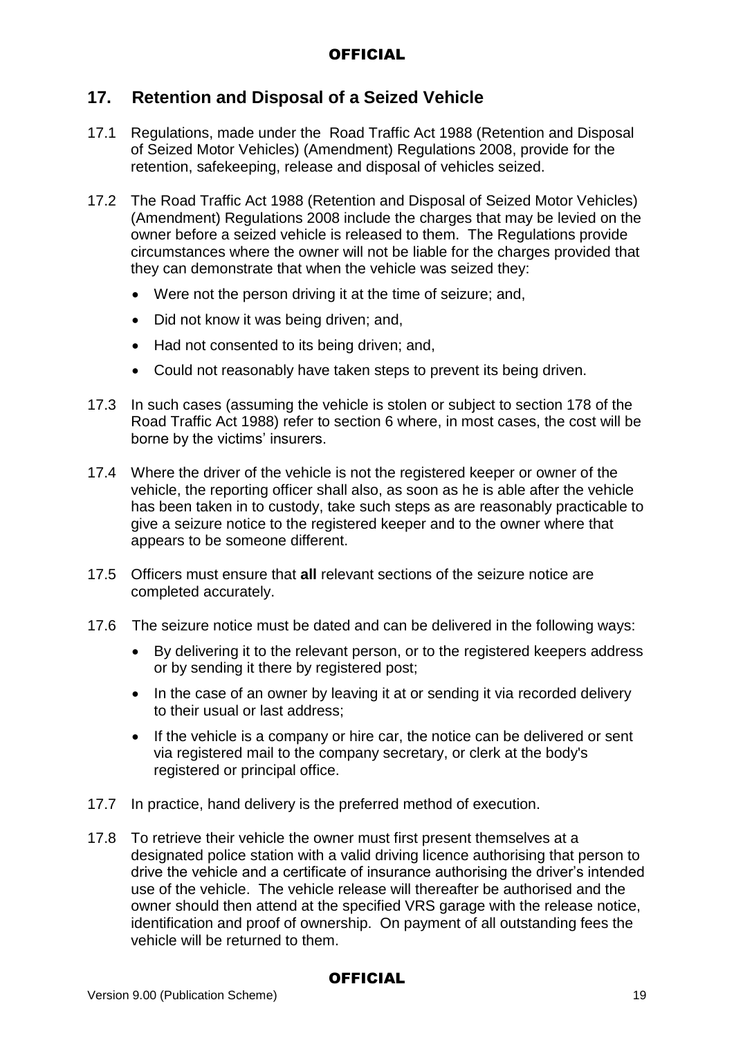## 17. Retention and Disposal of a Seized Vehicle

17.1 Regulations, made under the Road Traffic Act 1988 (Retention and Disposal of Seized Motor Vehicles) (Amendment) Regulations 2008, provide for the retention, safekeeping, release and disposal of vehicles seized.

17.2 The Road Traffic Act 1988 (Retention and Disposal of Seized Motor Vehicles) (Amendment) Regulations 2008 include the charges that may be levied on the owner before a seized vehicle is released to them. The Regulations provide circumstances where the owner will not be liable for the charges provided that they can demonstrate that when the vehicle was seized they:

- Were not the person driving it at the time of seizure; and,
- Did not know it was being driven; and,
- Had not consented to its being driven; and,
- Could not reasonably have taken steps to prevent its being driven.

17.3 In such cases (assuming the vehicle is stolen or subject to section 178 of the Road Traffic Act 1988) refer to section 6 where, in most cases, the cost will be borne by the victims' insurers.

17.4 Where the driver of the vehicle is not the registered keeper or owner of the vehicle, the reporting officer shall also, as soon as he is able after the vehicle has been taken in to custody, take such steps as are reasonably practicable to give a seizure notice to the registered keeper and to the owner where that appears to be someone different.

17.5 Officers must ensure that **all** relevant sections of the seizure notice are completed accurately.

17.6 The seizure notice must be dated and can be delivered in the following ways:

- By delivering it to the relevant person, or to the registered keepers address or by sending it there by registered post;
- In the case of an owner by leaving it at or sending it via recorded delivery to their usual or last address;
- If the vehicle is a company or hire car, the notice can be delivered or sent via registered mail to the company secretary, or clerk at the body's registered or principal office.

17.7 In practice, hand delivery is the preferred method of execution.

17.8 To retrieve their vehicle the owner must first present themselves at a designated police station with a valid driving licence authorising that person to drive the vehicle and a certificate of insurance authorising the driver's intended use of the vehicle. The vehicle release will thereafter be authorised and the owner should then attend at the specified VRS garage with the release notice, identification and proof of ownership. On payment of all outstanding fees the vehicle will be returned to them.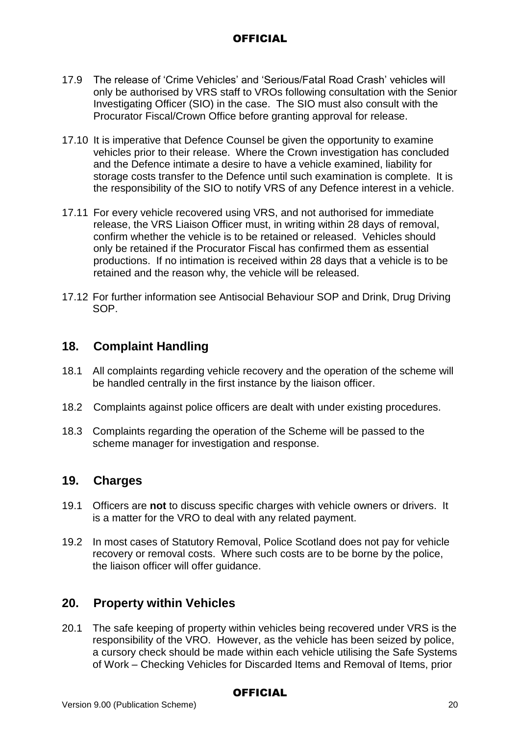17.9 The release of 'Crime Vehicles' and 'Serious/Fatal Road Crash' vehicles will only be authorised by VRS staff to VROs following consultation with the Senior Investigating Officer (SIO) in the case. The SIO must also consult with the Procurator Fiscal/Crown Office before granting approval for release.

17.10 It is imperative that Defence Counsel be given the opportunity to examine vehicles prior to their release. Where the Crown investigation has concluded and the Defence intimate a desire to have a vehicle examined, liability for storage costs transfer to the Defence until such examination is complete. It is the responsibility of the SIO to notify VRS of any Defence interest in a vehicle.

17.11 For every vehicle recovered using VRS, and not authorised for immediate release, the VRS Liaison Officer must, in writing within 28 days of removal, confirm whether the vehicle is to be retained or released. Vehicles should only be retained if the Procurator Fiscal has confirmed them as essential productions. If no intimation is received within 28 days that a vehicle is to be retained and the reason why, the vehicle will be released.

17.12 For further information see Antisocial Behaviour SOP and Drink, Drug Driving SOP.

## 18. Complaint Handling

18.1 All complaints regarding vehicle recovery and the operation of the scheme will be handled centrally in the first instance by the liaison officer.

18.2 Complaints against police officers are dealt with under existing procedures.

18.3 Complaints regarding the operation of the Scheme will be passed to the scheme manager for investigation and response.

## 19. Charges

19.1 Officers are **not** to discuss specific charges with vehicle owners or drivers. It is a matter for the VRO to deal with any related payment.

19.2 In most cases of Statutory Removal, Police Scotland does not pay for vehicle recovery or removal costs. Where such costs are to be borne by the police, the liaison officer will offer guidance.

## 20. Property within Vehicles

20.1 The safe keeping of property within vehicles being recovered under VRS is the responsibility of the VRO. However, as the vehicle has been seized by police, a cursory check should be made within each vehicle utilising the Safe Systems of Work – Checking Vehicles for Discarded Items and Removal of Items, prior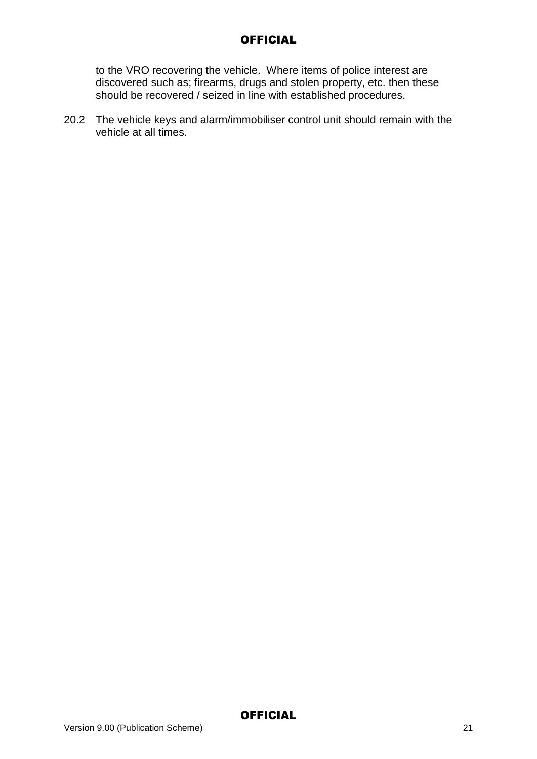to the VRO recovering the vehicle. Where items of police interest are discovered such as; firearms, drugs and stolen property, etc. then these should be recovered / seized in line with established procedures.

20.2 The vehicle keys and alarm/immobiliser control unit should remain with the vehicle at all times.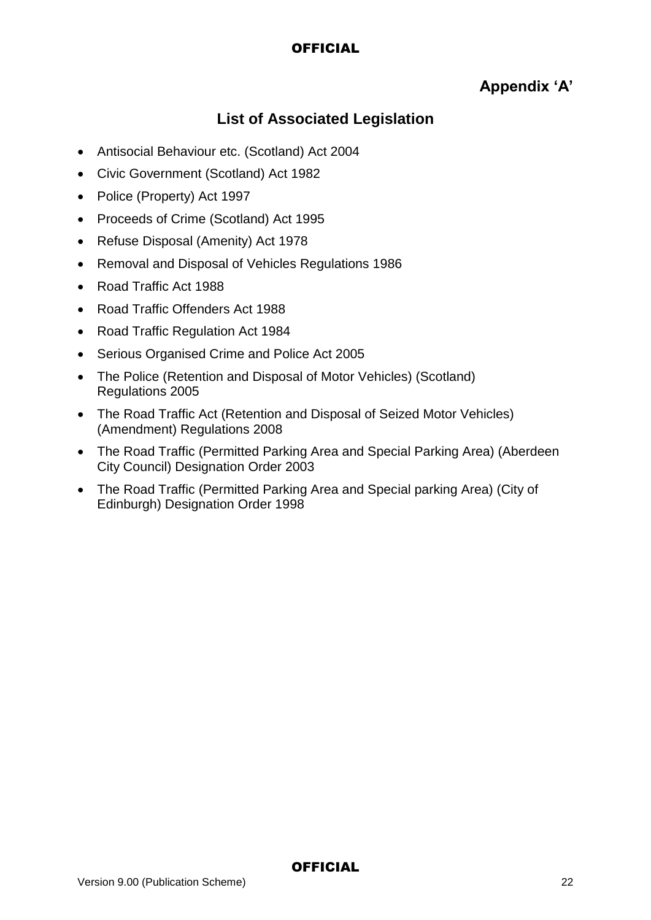## Appendix 'A'

## List of Associated Legislation

- Antisocial Behaviour etc. (Scotland) Act 2004
- Civic Government (Scotland) Act 1982
- Police (Property) Act 1997
- Proceeds of Crime (Scotland) Act 1995
- Refuse Disposal (Amenity) Act 1978
- Removal and Disposal of Vehicles Regulations 1986
- Road Traffic Act 1988
- Road Traffic Offenders Act 1988
- Road Traffic Regulation Act 1984
- Serious Organised Crime and Police Act 2005
- The Police (Retention and Disposal of Motor Vehicles) (Scotland) Regulations 2005
- The Road Traffic Act (Retention and Disposal of Seized Motor Vehicles) (Amendment) Regulations 2008
- The Road Traffic (Permitted Parking Area and Special Parking Area) (Aberdeen City Council) Designation Order 2003
- The Road Traffic (Permitted Parking Area and Special parking Area) (City of Edinburgh) Designation Order 1998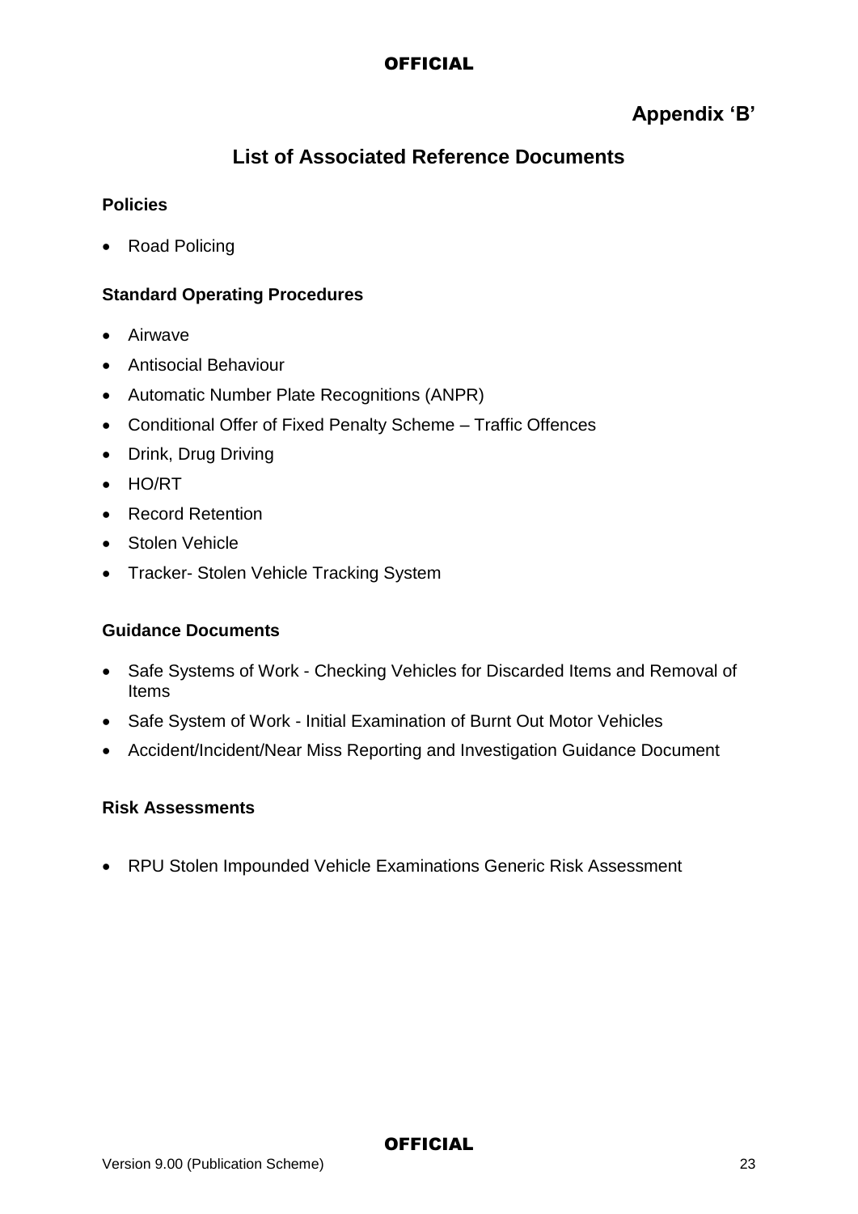# Appendix 'B'

## List of Associated Reference Documents

**Policies**

- Road Policing

**Standard Operating Procedures**

- Airwave
- Antisocial Behaviour
- Automatic Number Plate Recognitions (ANPR)
- Conditional Offer of Fixed Penalty Scheme – Traffic Offences
- Drink, Drug Driving
- HO/RT
- Record Retention
- Stolen Vehicle
- Tracker- Stolen Vehicle Tracking System

**Guidance Documents**

- Safe Systems of Work - Checking Vehicles for Discarded Items and Removal of Items
- Safe System of Work - Initial Examination of Burnt Out Motor Vehicles
- Accident/Incident/Near Miss Reporting and Investigation Guidance Document

**Risk Assessments**

- RPU Stolen Impounded Vehicle Examinations Generic Risk Assessment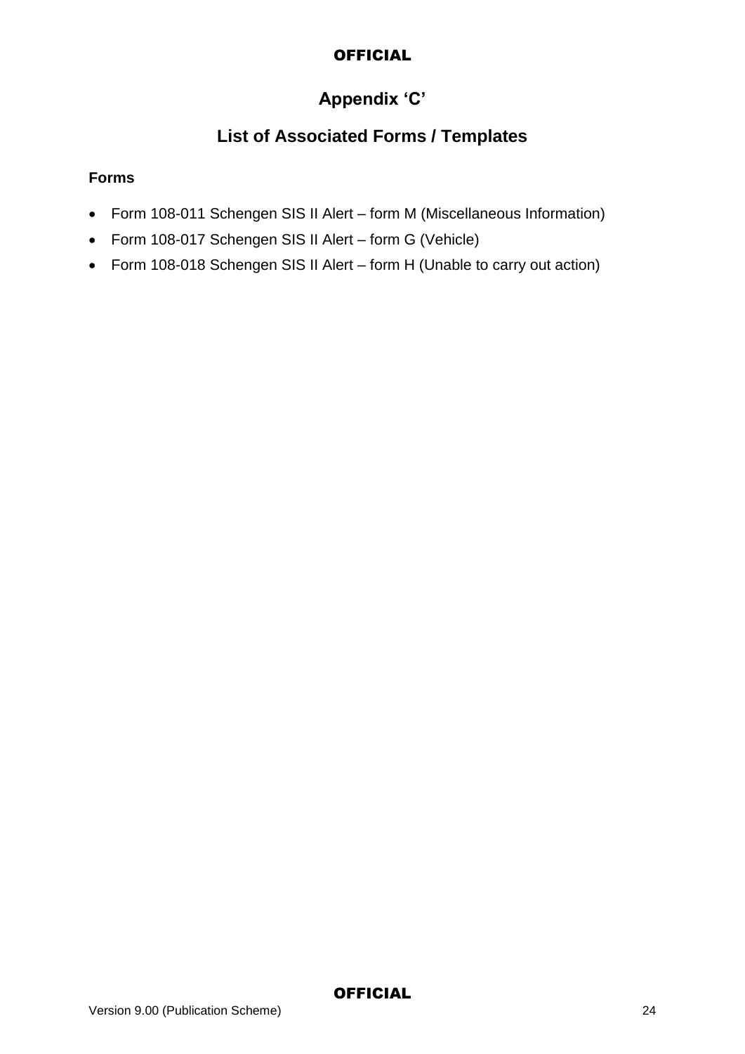# Appendix ‘C’

## List of Associated Forms / Templates

**Forms**

- Form 108-011 Schengen SIS II Alert – form M (Miscellaneous Information)
- Form 108-017 Schengen SIS II Alert – form G (Vehicle)
- Form 108-018 Schengen SIS II Alert – form H (Unable to carry out action)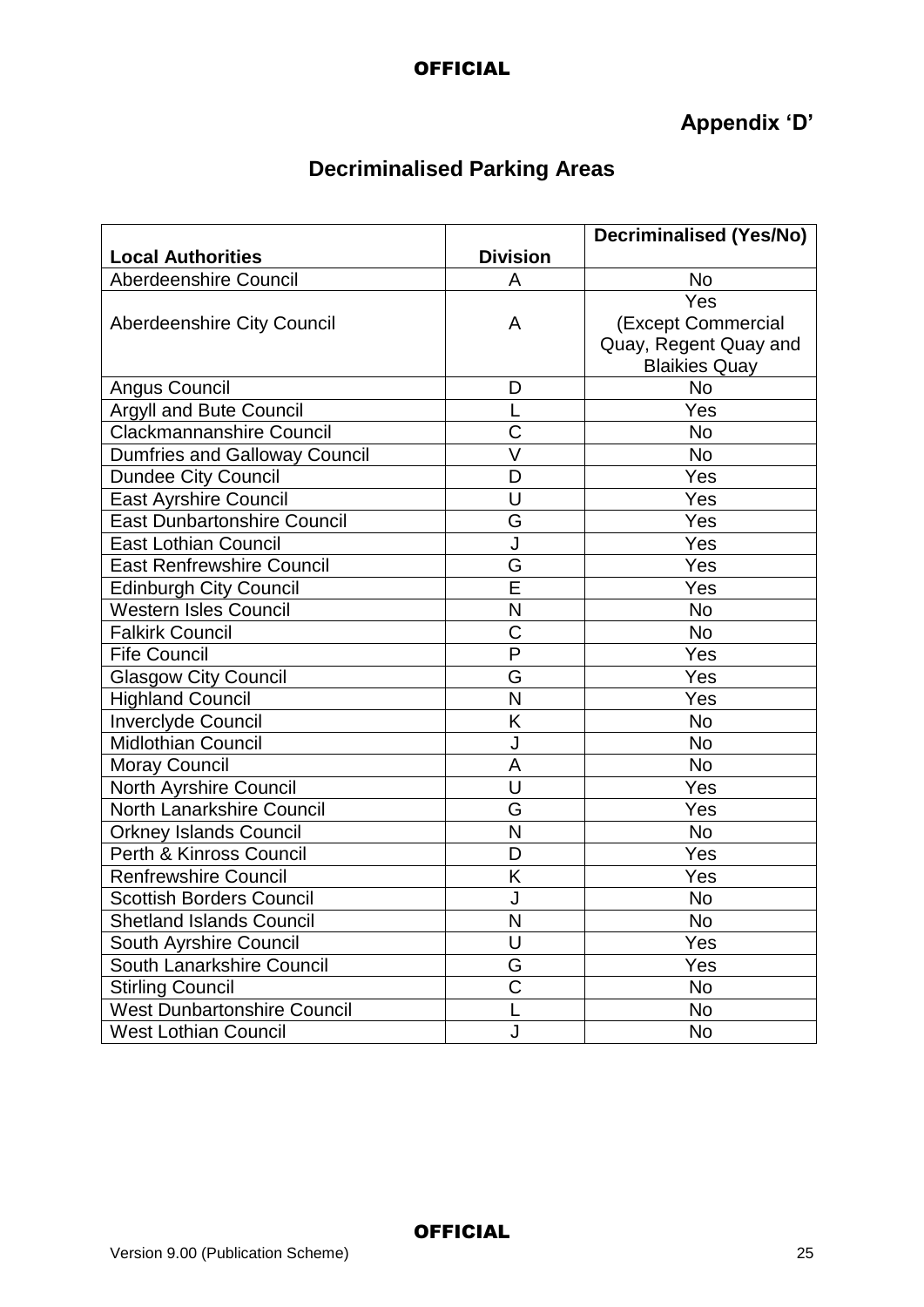**Appendix 'D'**

## Decriminalised Parking Areas

| Local Authorities | Division | Decriminalised (Yes/No) |
|---|---|---|
| Aberdeenshire Council | A | No |
| Aberdeenshire City Council | A | Yes (Except Commercial Quay, Regent Quay and Blaikies Quay |
| Angus Council | D | No |
| Argyll and Bute Council | L | Yes |
| Clackmannanshire Council | C | No |
| Dumfries and Galloway Council | V | No |
| Dundee City Council | D | Yes |
| East Ayrshire Council | U | Yes |
| East Dunbartonshire Council | G | Yes |
| East Lothian Council | J | Yes |
| East Renfrewshire Council | G | Yes |
| Edinburgh City Council | E | Yes |
| Western Isles Council | N | No |
| Falkirk Council | C | No |
| Fife Council | P | Yes |
| Glasgow City Council | G | Yes |
| Highland Council | N | Yes |
| Inverclyde Council | K | No |
| Midlothian Council | J | No |
| Moray Council | A | No |
| North Ayrshire Council | U | Yes |
| North Lanarkshire Council | G | Yes |
| Orkney Islands Council | N | No |
| Perth & Kinross Council | D | Yes |
| Renfrewshire Council | K | Yes |
| Scottish Borders Council | J | No |
| Shetland Islands Council | N | No |
| South Ayrshire Council | U | Yes |
| South Lanarkshire Council | G | Yes |
| Stirling Council | C | No |
| West Dunbartonshire Council | L | No |
| West Lothian Council | J | No |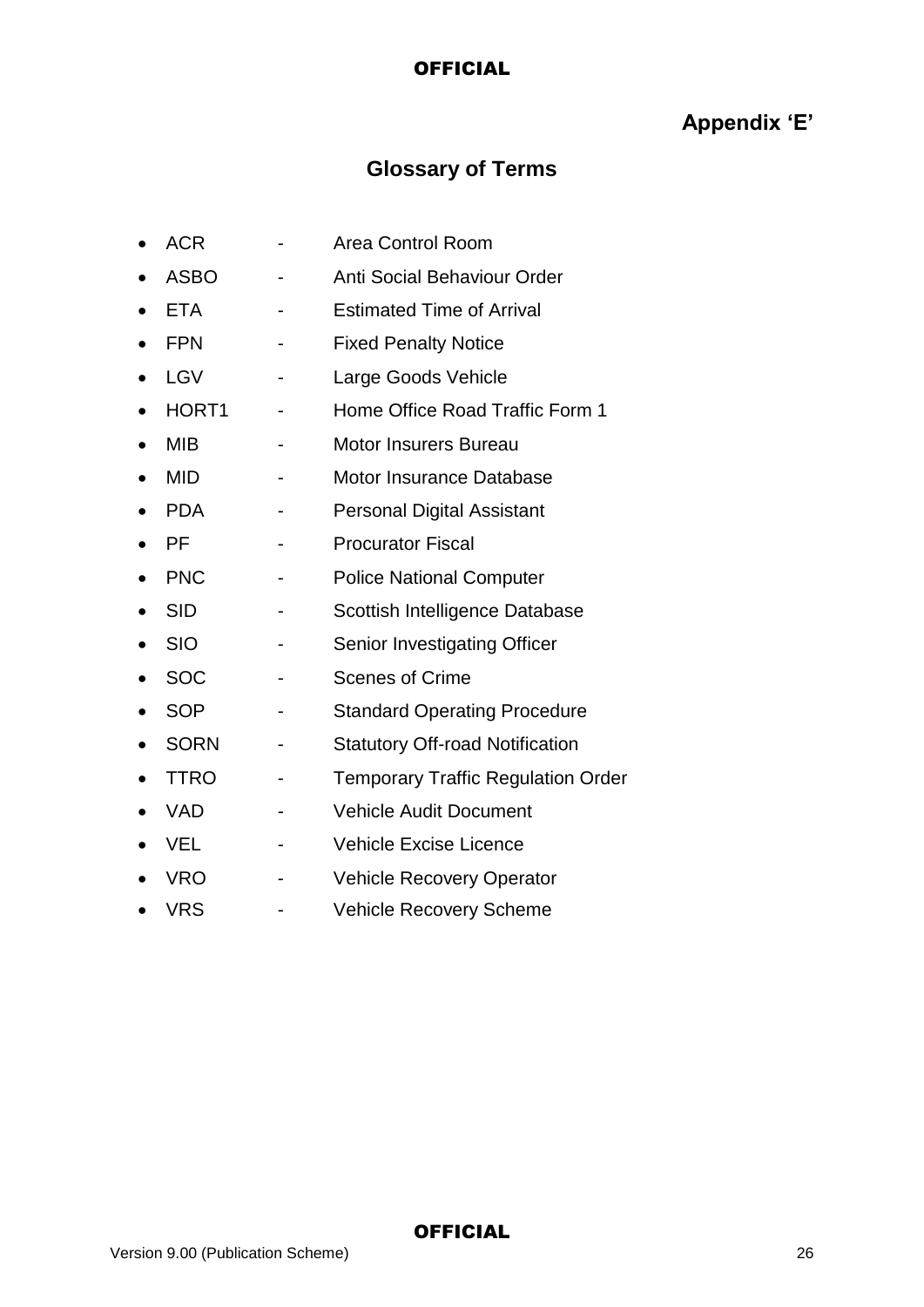**Appendix 'E'**

## Glossary of Terms

- ACR - Area Control Room
- ASBO - Anti Social Behaviour Order
- ETA - Estimated Time of Arrival
- FPN - Fixed Penalty Notice
- LGV - Large Goods Vehicle
- HORT1 - Home Office Road Traffic Form 1
- MIB - Motor Insurers Bureau
- MID - Motor Insurance Database
- PDA - Personal Digital Assistant
- PF - Procurator Fiscal
- PNC - Police National Computer
- SID - Scottish Intelligence Database
- SIO - Senior Investigating Officer
- SOC - Scenes of Crime
- SOP - Standard Operating Procedure
- SORN - Statutory Off-road Notification
- TTRO - Temporary Traffic Regulation Order
- VAD - Vehicle Audit Document
- VEL - Vehicle Excise Licence
- VRO - Vehicle Recovery Operator
- VRS - Vehicle Recovery Scheme